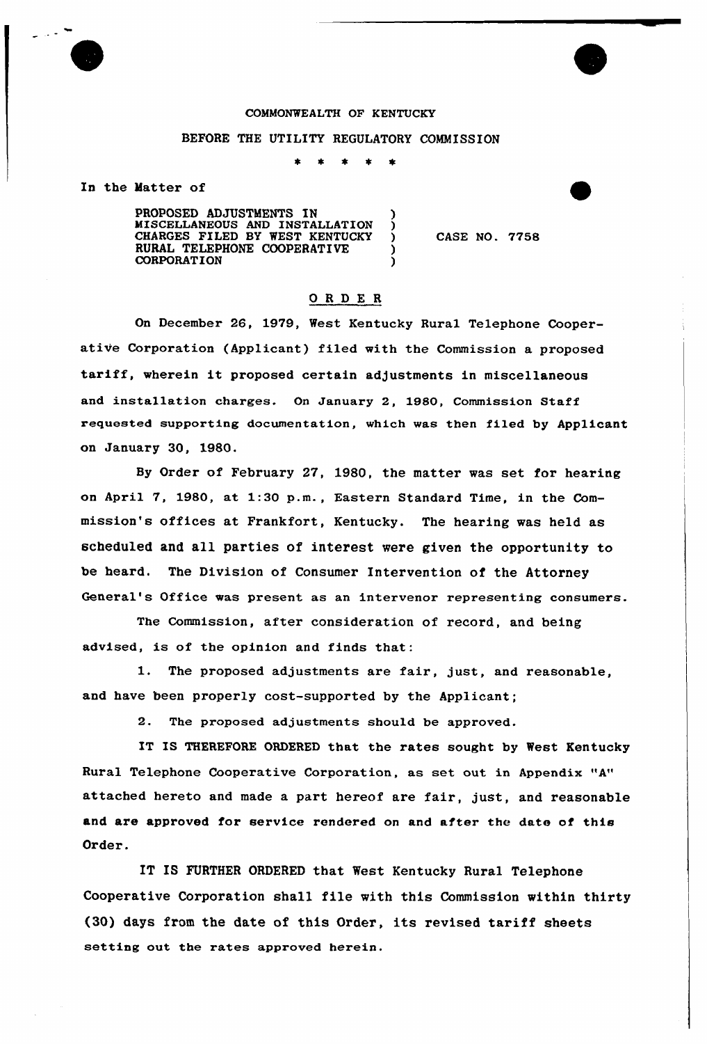COMMONWEALTH OF KENTUCKY

BEFORE THE UTILITY REGULATORY COMMISSION

\* \* \* \* \*

In the Matter of

PROPOSED ADJUSTMENTS IN MISCELLANEOUS AND INSTALLATION CHARGES FILED BY WEST KENTUCKY RURAL TELEPHONE COOPERATIVE CORPORATION ) CASE NO. 7758

## ORDER

On December 26, 1979, West Kentucky Rural Telephone Cooperative Corporation (Applicant) filed with the Commission a proposed tariff, wherein it proposed certain adjustments in miscellaneous and installation charges. On January 2, 1980, Commission Staff requested supporting documentation, which was then filed by Applicant on January 30, 1980.

By Order of February 27, 1980, the matter was set for hearing on April 7, 1980, at 1:30 p.m., Eastern Standard Time, in the Commission's offices at Frankfort, Kentucky. The hearing was held as scheduled and all parties of interest were given the opportunity to be heard. The Division of Consumer Intervention of the Attorney General's Office was present as an intervenor representing consumers.

The Commission, after consideration of record, and being advised, is of the opinion and finds that:

1. The proposed adjustments are fair, just, and reasonable, and have been properly cost-supported by the Applicant;

2. The proposed adjustments should be approved.

IT IS THEREFORE ORDERED that the rates sought by West Kentucky Rural Telephone Cooperative Corporation, as set out in Appendix "A" attached hereto and made a part hereof are fair, just, and reasonable and are approved for service rendered on and after the date of this Order.

IT IS FURTHER ORDERED that West Kentucky Rural Telephone Cooperative Corporation shall file with this Commission within thirty (30) days from the date of this Order, its revised tariff sheets setting out the rates approved herein.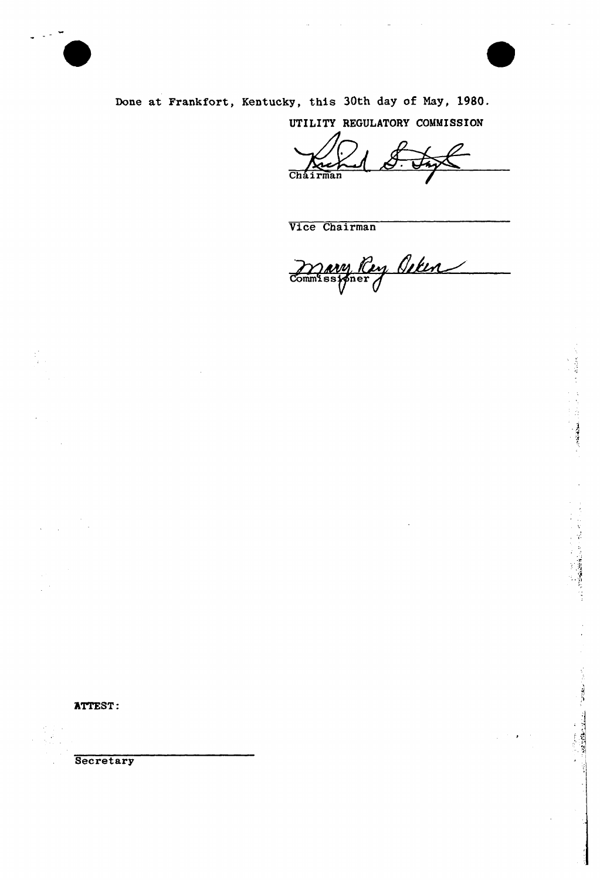Done at Frankfort, Kentucky, this 30th day of May, 1980.

UTILITY REGULATORY COMMISSION

Chairman

Vice Chairman

Commissioner

ATTEST:

Secretary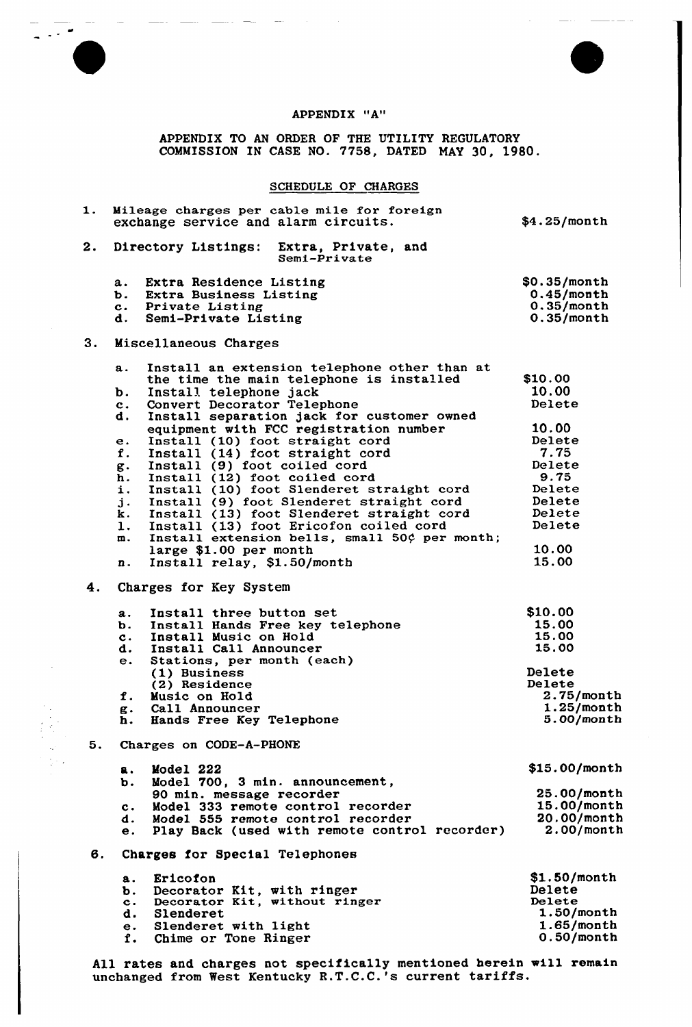APPENDIX "A"

APPENDIX TO AN ORDER OF THE UTILITY REGULATORY COMMISSION IN CASE NO. 7758, DATED MAY 30, 1980.

SCHEDULE OF CHARGES

| | | |
|---|---|---|
| 1. | Mileage charges per cable mile for foreign exchange service and alarm circuits. | $4.25/month |
| 2. | Directory Listings: Extra, Private, and Semi-Private | |
| | a. Extra Residence Listing | $0.35/month |
| | b. Extra Business Listing | 0.45/month |
| | c. Private Listing | 0.35/month |
| | d. Semi-Private Listing | 0.35/month |
| 3. | Miscellaneous Charges | |
| | a. Install an extension telephone other than at the time the main telephone is installed | $10.00 |
| | b. Install telephone jack | 10.00 |
| | c. Convert Decorator Telephone | Delete |
| | d. Install separation jack for customer owned equipment with FCC registration number | 10.00 |
| | e. Install (10) foot straight cord | Delete |
| | f. Install (14) foot straight cord | 7.75 |
| | g. Install (9) foot coiled cord | Delete |
| | h. Install (12) foot coiled cord | 9.75 |
| | i. Install (10) foot Slenderet straight cord | Delete |
| | j. Install (9) foot Slenderet straight cord | Delete |
| | k. Install (13) foot Slenderet straight cord | Delete |
| | l. Install (13) foot Ericofon coiled cord | Delete |
| | m. Install extension bells, small 50¢ per month; large $1.00 per month | 10.00 |
| | n. Install relay, $1.50/month | 15.00 |
| 4. | Charges for Key System | |
| | a. Install three button set | $10.00 |
| | b. Install Hands Free key telephone | 15.00 |
| | c. Install Music on Hold | 15.00 |
| | d. Install Call Announcer | 15.00 |
| | e. Stations, per month (each) | |
| | (1) Business | Delete |
| | (2) Residence | Delete |
| | f. Music on Hold | 2.75/month |
| | g. Call Announcer | 1.25/month |
| | h. Hands Free Key Telephone | 5.00/month |
| 5. | Charges on CODE-A-PHONE | |
| | a. Model 222 | $15.00/month |
| | b. Model 700, 3 min. announcement, 90 min. message recorder | 25.00/month |
| | c. Model 333 remote control recorder | 15.00/month |
| | d. Model 555 remote control recorder | 20.00/month |
| | e. Play Back (used with remote control recorder) | 2.00/month |
| 6. | Charges for Special Telephones | |
| | a. Ericofon | $1.50/month |
| | b. Decorator Kit, with ringer | Delete |
| | c. Decorator Kit, without ringer | Delete |
| | d. Slenderet | 1.50/month |
| | e. Slenderet with light | 1.65/month |
| | f. Chime or Tone Ringer | 0.50/month |

All rates and charges not specifically mentioned herein will remain unchanged from West Kentucky R.T.C.C.'s current tariffs.